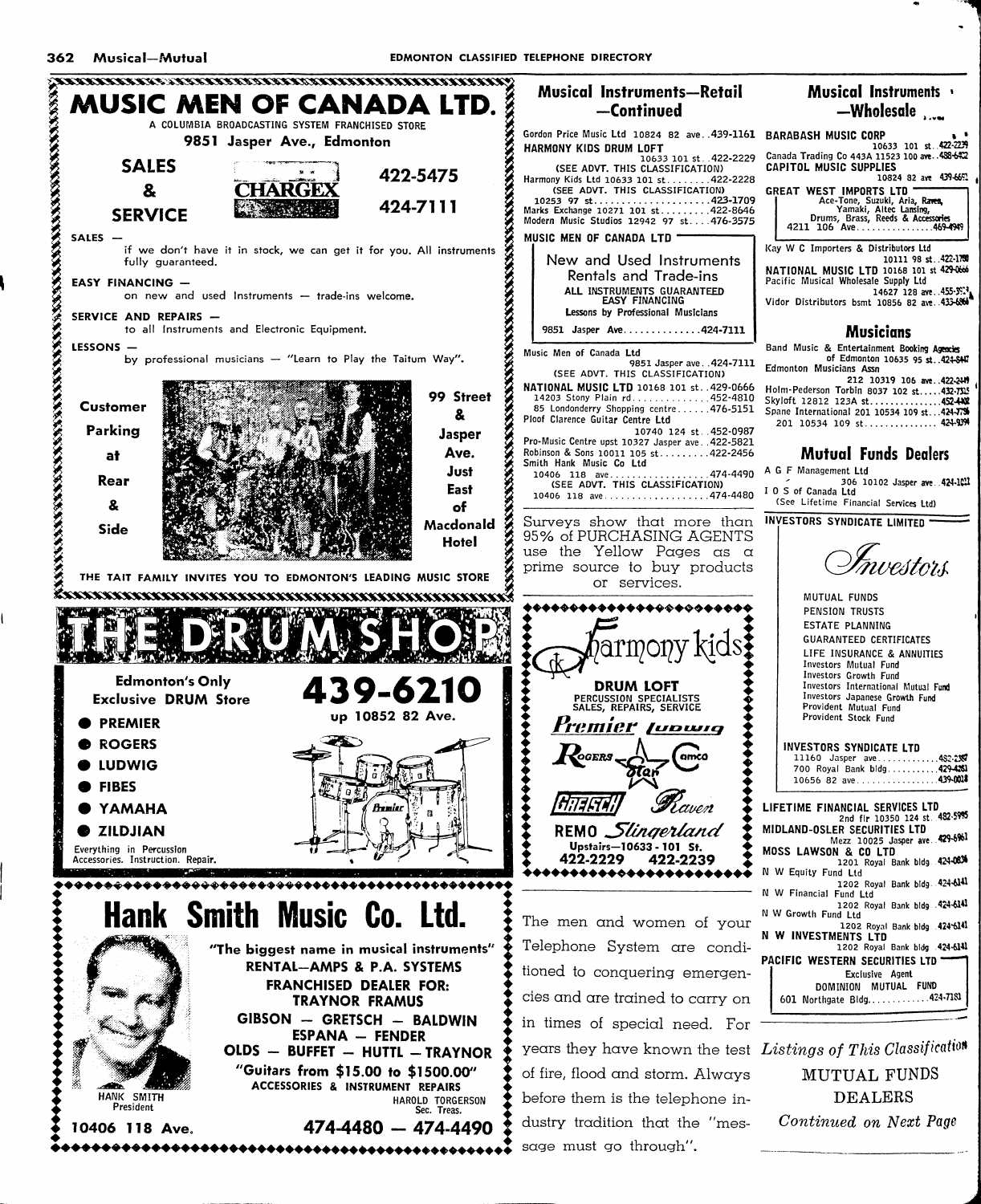## MUSIC MEN OF CANADA LTD.

A COLUMBIA BROADCASTING SYSTEM FRANCHISED STORE

**9851 Jasper Ave., Edmonton**

**SALES & SERVICE** — CHARGEX — **422-5475** — **424-7111**

SALES — if we don't have it in stock, we can get it for you. All instruments fully guaranteed.

EASY FINANCING — on new and used Instruments — trade-ins welcome.

SERVICE AND REPAIRS — to all Instruments and Electronic Equipment.

LESSONS — by professional musicians — "Learn to Play the Taitum Way".

Customer Parking at Rear & Side

99 Street & Jasper Ave. Just East of Macdonald Hotel

THE TAIT FAMILY INVITES YOU TO EDMONTON'S LEADING MUSIC STORE

## THE DRUM SHOP

Edmonton's Only Exclusive DRUM Store

**439-6210**

up 10852 82 Ave.

- PREMIER
- ROGERS
- LUDWIG
- FIBES
- YAMAHA
- ZILDJIAN

Everything in Percussion Accessories. Instruction. Repair.

## Hank Smith Music Co. Ltd.

"The biggest name in musical instruments"

RENTAL—AMPS & P.A. SYSTEMS

FRANCHISED DEALER FOR:

TRAYNOR FRAMUS

GIBSON — GRETSCH — BALDWIN

ESPANA — FENDER

OLDS — BUFFET — HUTTL — TRAYNOR

"Guitars from $15.00 to $1500.00"

ACCESSORIES & INSTRUMENT REPAIRS

HANK SMITH, President

HAROLD TORGERSON, Sec. Treas.

10406 118 Ave. — 474-4480 — 474-4490

## Musical Instruments—Retail —Continued

Gordon Price Music Ltd 10824 82 ave..439-1161

**HARMONY KIDS DRUM LOFT** 10633 101 st..422-2229

(SEE ADVT. THIS CLASSIFICATION)

Harmony Kids Ltd 10633 101 st..........422-2228

(SEE ADVT. THIS CLASSIFICATION)

10253 97 st...........423-1709

Marks Exchange 10271 101 st.........422-8646

Modern Music Studios 12942 97 st....476-3575

**MUSIC MEN OF CANADA LTD**

New and Used Instruments

Rentals and Trade-ins

ALL INSTRUMENTS GUARANTEED

EASY FINANCING

Lessons by Professional Musicians

9851 Jasper Ave.............424-7111

Music Men of Canada Ltd 9851 Jasper ave..424-7111

(SEE ADVT. THIS CLASSIFICATION)

**NATIONAL MUSIC LTD** 10168 101 st..429-0666

14203 Stony Plain rd..............452-4810

85 Londonderry Shopping centre......476-5151

Ploof Clarence Guitar Centre Ltd 10740 124 st..452-0987

Pro-Music Centre upst 10327 Jasper ave..422-5821

Robinson & Sons 10011 105 st.........422-2456

Smith Hank Music Co Ltd

10406 118 ave..................474-4490

(SEE ADVT. THIS CLASSIFICATION)

10406 118 ave..................474-4480

Surveys show that more than 95% of PURCHASING AGENTS use the Yellow Pages as a prime source to buy products or services.

**Harmony kids**

DRUM LOFT

PERCUSSION SPECIALISTS

SALES, REPAIRS, SERVICE

Premier Ludwig Rogers Star Camco Gretsch Raven

REMO Slingerland

Upstairs—10633 - 101 St.

422-2229 422-2239

The men and women of your Telephone System are conditioned to conquering emergencies and are trained to carry on in times of special need. For years they have known the test of fire, flood and storm. Always before them is the telephone industry tradition that the "message must go through".

## Musical Instruments —Wholesale

**BARABASH MUSIC CORP** 10633 101 st..422-2229

Canada Trading Co 443A 11523 100 ave..488-6422

**CAPITOL MUSIC SUPPLIES** 10824 82 ave 439-6651

**GREAT WEST IMPORTS LTD**

Ace-Tone, Suzuki, Aria, Raven, Yamaki, Altec Lansing, Drums, Brass, Reeds & Accessories

4211 106 Ave...............469-4949

Kay W C Importers & Distributors Ltd 10111 98 st..422-1780

**NATIONAL MUSIC LTD** 10168 101 st 429-0666

Pacific Musical Wholesale Supply Ltd 14627 128 ave..455-3??

Vidor Distributors bsmt 10856 82 ave..433-6864

## Musicians

Band Music & Entertainment Booking Agencies of Edmonton 10635 95 st..424-8447

Edmonton Musicians Assn 212 10319 106 ave..422-2449

Holm-Pederson Torbin 8037 102 st....432-7315

Skyloft 12812 123A st..............452-4402

Spane International 201 10534 109 st...424-7736

201 10534 109 st..............424-9394

## Mutual Funds Dealers

A G F Management Ltd 306 10102 Jasper ave..424-1011

I O S of Canada Ltd

(See Lifetime Financial Services Ltd)

**INVESTORS SYNDICATE LIMITED**

*Investors*

MUTUAL FUNDS

PENSION TRUSTS

ESTATE PLANNING

GUARANTEED CERTIFICATES

LIFE INSURANCE & ANNUITIES

Investors Mutual Fund

Investors Growth Fund

Investors International Mutual Fund

Investors Japanese Growth Fund

Provident Mutual Fund

Provident Stock Fund

**INVESTORS SYNDICATE LTD**

11160 Jasper ave............482-2387

700 Royal Bank bldg..........429-4281

10656 82 ave................439-0018

**LIFETIME FINANCIAL SERVICES LTD** 2nd flr 10350 124 st..482-5995

**MIDLAND-OSLER SECURITIES LTD** Mezz 10025 Jasper ave..429-6961

**MOSS LAWSON & CO LTD** 1201 Royal Bank bldg..424-0836

N W Equity Fund Ltd 1202 Royal Bank bldg..424-6141

N W Financial Fund Ltd 1202 Royal Bank bldg..424-6141

N W Growth Fund Ltd 1202 Royal Bank bldg..424-6141

**N W INVESTMENTS LTD** 1202 Royal Bank bldg 424-6141

**PACIFIC WESTERN SECURITIES LTD**

Exclusive Agent

DOMINION MUTUAL FUND

601 Northgate Bldg............424-7181

*Listings of This Classification*

MUTUAL FUNDS DEALERS

*Continued on Next Page*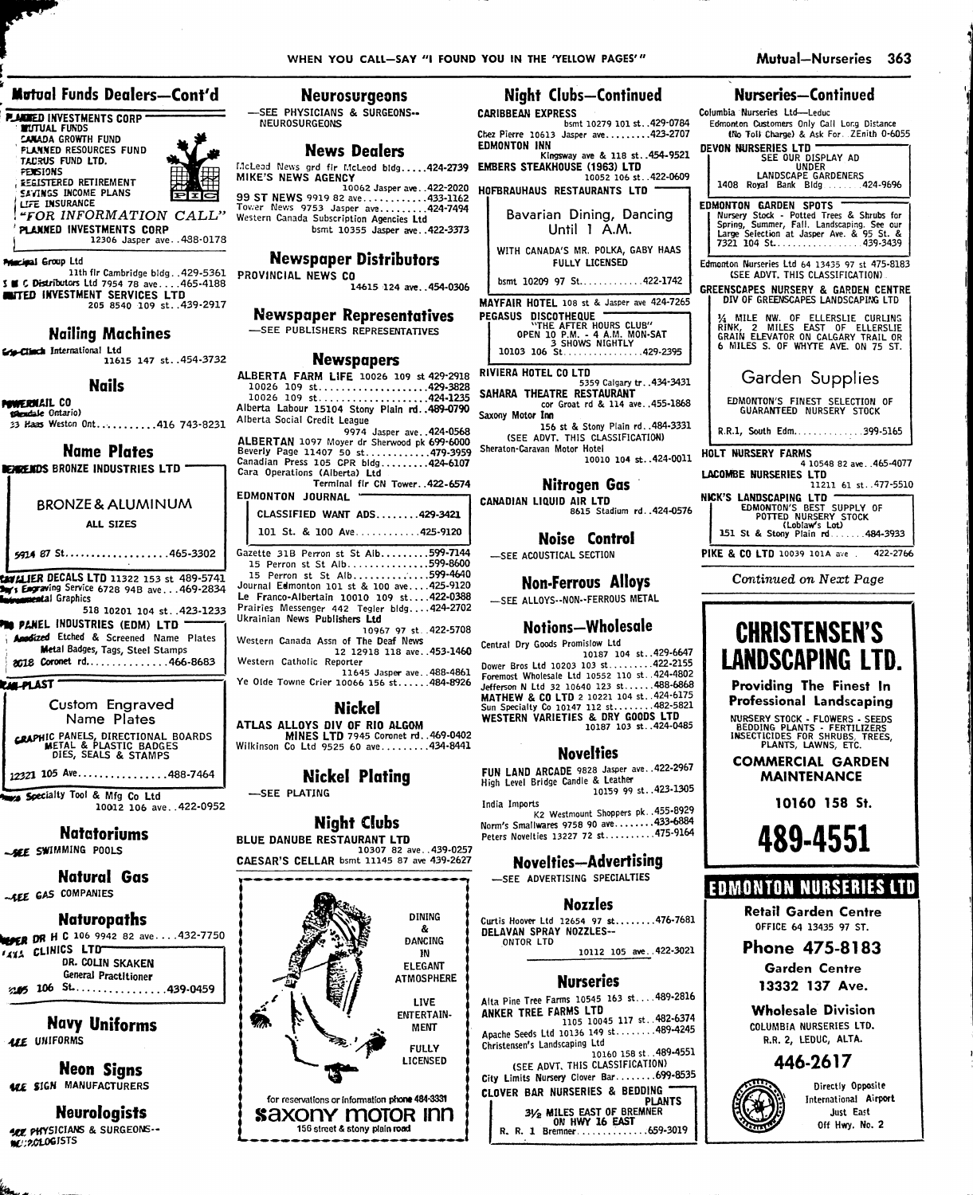## Mutual Funds Dealers—Cont'd

PLANNED INVESTMENTS CORP
MUTUAL FUNDS
CANADA GROWTH FUND
PLANNED RESOURCES FUND
TAURUS FUND LTD.
PENSIONS
REGISTERED RETIREMENT
SAVINGS INCOME PLANS
LIFE INSURANCE
*"FOR INFORMATION CALL"*
PLANNED INVESTMENTS CORP
12306 Jasper ave..488-0178

Principal Group Ltd
11th flr Cambridge bldg..429-5361
S M C Distributors Ltd 7954 78 ave....465-4188
UNITED INVESTMENT SERVICES LTD
205 8540 109 st..439-2917

## Nailing Machines

Gris-Clinch International Ltd
11615 147 st..454-3732

## Nails

POWERNAIL CO
(Glendale Ontario)
33 Haas Weston Ont...........416 743-8231

## Name Plates

BEDARDS BRONZE INDUSTRIES LTD
BRONZE & ALUMINUM
ALL SIZES
5914 87 St...................465-3302

CAVALIER DECALS LTD 11322 153 st 489-5741
Day's Engraving Service 6728 94B ave...469-2834
Environmental Graphics
518 10201 104 st..423-1233
PANEL INDUSTRIES (EDM) LTD
Anodized Etched & Screened Name Plates
Metal Badges, Tags, Steel Stamps
8018 Coronet rd...............466-8683

RAM-PLAST
Custom Engraved
Name Plates
GRAPHIC PANELS, DIRECTIONAL BOARDS
METAL & PLASTIC BADGES
DIES, SEALS & STAMPS
12321 105 Ave................488-7464

Specialty Tool & Mfg Co Ltd
10012 106 ave..422-0952

## Natatoriums

—SEE SWIMMING POOLS

## Natural Gas

—SEE GAS COMPANIES

## Naturopaths

HEPER DR H C 106 9942 82 ave....432-7750
AXIA CLINICS LTD
DR. COLIN SKAKEN
General Practitioner
205 106 St................439-0459

## Navy Uniforms

—SEE UNIFORMS

## Neon Signs

—SEE SIGN MANUFACTURERS

## Neurologists

—SEE PHYSICIANS & SURGEONS--
NEUROLOGISTS

## Neurosurgeons

—SEE PHYSICIANS & SURGEONS--
NEUROSURGEONS

## News Dealers

McLeod News grd flr McLeod bldg.....424-2739
MIKE'S NEWS AGENCY
10062 Jasper ave..422-2020
99 ST NEWS 9919 82 ave............433-1162
Tower News 9753 Jasper ave.........424-7494
Western Canada Subscription Agencies Ltd
bsmt 10355 Jasper ave..422-3373

## Newspaper Distributors

PROVINCIAL NEWS CO
14615 124 ave..454-0306

## Newspaper Representatives

—SEE PUBLISHERS REPRESENTATIVES

## Newspapers

ALBERTA FARM LIFE 10026 109 st 429-2918
10026 109 st....................429-3828
10026 109 st....................424-1235
Alberta Labour 15104 Stony Plain rd..489-0790
Alberta Social Credit League
9974 Jasper ave..424-0568
ALBERTAN 1097 Moyer dr Sherwood pk 699-6000
Beverly Page 11407 50 st............479-3959
Canadian Press 105 CPR bldg.........424-6107
Cara Operations (Alberta) Ltd
Terminal flr CN Tower..422-6574

EDMONTON JOURNAL
CLASSIFIED WANT ADS........429-3421
101 St. & 100 Ave............425-9120

Gazette 31B Perron st St Alb.........599-7144
15 Perron st St Alb..............599-8600
15 Perron st St Alb..............599-4640
Journal Edmonton 101 st & 100 ave....425-9120
Le Franco-Albertain 10010 109 st....422-0388
Prairies Messenger 442 Tegler bldg....424-2702
Ukrainian News Publishers Ltd
10967 97 st..422-5708
Western Canada Assn of The Deaf News
12 12918 118 ave..453-1460
Western Catholic Reporter
11645 Jasper ave..488-4861
Ye Olde Towne Crier 10066 156 st......484-8926

## Nickel

ATLAS ALLOYS DIV OF RIO ALGOM
MINES LTD 7945 Coronet rd..469-0402
Wilkinson Co Ltd 9525 60 ave.........434-8441

## Nickel Plating

—SEE PLATING

## Night Clubs

BLUE DANUBE RESTAURANT LTD
10307 82 ave..439-0257
CAESAR'S CELLAR bsmt 11145 87 ave 439-2627

DINING & DANCING IN ELEGANT ATMOSPHERE
LIVE ENTERTAINMENT
FULLY LICENSED
for reservations or information phone 484-3331
saxony motor inn
156 street & stony plain road

## Night Clubs—Continued

CARIBBEAN EXPRESS
bsmt 10279 101 st..429-0784
Chez Pierre 10613 Jasper ave.........423-2707
EDMONTON INN
Kingsway ave & 118 st..454-9521
EMBERS STEAKHOUSE (1963) LTD
10052 106 st..422-0609
HOFBRAUHAUS RESTAURANTS LTD
Bavarian Dining, Dancing
Until 1 A.M.
WITH CANADA'S MR. POLKA, GABY HAAS
FULLY LICENSED
bsmt 10209 97 St............422-1742

MAYFAIR HOTEL 108 st & Jasper ave 424-7265
PEGASUS DISCOTHEQUE
"THE AFTER HOURS CLUB"
OPEN 10 P.M. - 4 A.M. MON-SAT
3 SHOWS NIGHTLY
10103 106 St................429-2395

RIVIERA HOTEL CO LTD
5359 Calgary tr..434-3431
SAHARA THEATRE RESTAURANT
cor Groat rd & 114 ave..455-1868
Saxony Motor Inn
156 st & Stony Plain rd..484-3331
(SEE ADVT. THIS CLASSIFICATION)
Sheraton-Caravan Motor Hotel
10010 104 st..424-0011

## Nitrogen Gas

CANADIAN LIQUID AIR LTD
8615 Stadium rd..424-0576

## Noise Control

—SEE ACOUSTICAL SECTION

## Non-Ferrous Alloys

—SEE ALLOYS--NON--FERROUS METAL

## Notions—Wholesale

Central Dry Goods Promislow Ltd
10187 104 st..429-6647
Dower Bros Ltd 10203 103 st.........422-2155
Foremost Wholesale Ltd 10552 110 st..424-4802
Jefferson N Ltd 32 10640 123 st......488-6868
MATHEW & CO LTD 2 10221 104 st..424-6175
Sun Specialty Co 10147 112 st........482-5821
WESTERN VARIETIES & DRY GOODS LTD
10187 103 st..424-0485

## Novelties

FUN LAND ARCADE 9828 Jasper ave..422-2967
High Level Bridge Candle & Leather
10159 99 st..423-1305
India Imports
K2 Westmount Shoppers pk..455-8929
Norm's Smallwares 9758 90 ave........433-6884
Peters Novelties 13227 72 st..........475-9164

## Novelties—Advertising

—SEE ADVERTISING SPECIALTIES

## Nozzles

Curtis Hoover Ltd 12654 97 st........476-7681
DELAVAN SPRAY NOZZLES--
ONTOR LTD
10112 105 ave..422-3021

## Nurseries

Alta Pine Tree Farms 10545 163 st....489-2816
ANKER TREE FARMS LTD
1105 10045 117 st..482-6374
Apache Seeds Ltd 10136 149 st........489-4245
Christensen's Landscaping Ltd
10160 158 st..489-4551
(SEE ADVT. THIS CLASSIFICATION)
City Limits Nursery Clover Bar.........699-8535
CLOVER BAR NURSERIES & BEDDING PLANTS
3½ MILES EAST OF BREMNER
ON HWY 16 EAST
R. R. 1 Bremner..............659-3019

## Nurseries—Continued

Columbia Nurseries Ltd—Leduc
Edmonton Customers Only Call Long Distance
(No Toll Charge) & Ask For ZEnith 0-6055
DEVON NURSERIES LTD
SEE OUR DISPLAY AD
UNDER
LANDSCAPE GARDENERS
1408 Royal Bank Bldg ........424-9696

EDMONTON GARDEN SPOTS
Nursery Stock - Potted Trees & Shrubs for
Spring, Summer, Fall. Landscaping. See our
Large Selection at Jasper Ave. & 95 St. &
7321 104 St.................439-3439

Edmonton Nurseries Ltd 64 13435 97 st 475-8183
(SEE ADVT. THIS CLASSIFICATION)
GREENSCAPES NURSERY & GARDEN CENTRE
DIV OF GREENSCAPES LANDSCAPING LTD
¼ MILE NW. OF ELLERSLIE CURLING
RINK, 2 MILES EAST OF ELLERSLIE
GRAIN ELEVATOR ON CALGARY TRAIL OR
6 MILES S. OF WHYTE AVE. ON 75 ST.
Garden Supplies
EDMONTON'S FINEST SELECTION OF
GUARANTEED NURSERY STOCK
R.R.1, South Edm..............399-5165

HOLT NURSERY FARMS
4 10548 82 ave..465-4077
LACOMBE NURSERIES LTD
11211 61 st..477-5510
NICK'S LANDSCAPING LTD
EDMONTON'S BEST SUPPLY OF
POTTED NURSERY STOCK
(Loblaw's Lot)
151 St & Stony Plain rd.......484-3933

PIKE & CO LTD 10039 101A ave . 422-2766

*Continued on Next Page*

**CHRISTENSEN'S LANDSCAPING LTD.**
Providing The Finest In Professional Landscaping
NURSERY STOCK - FLOWERS - SEEDS
BEDDING PLANTS - FERTILIZERS
INSECTICIDES FOR SHRUBS, TREES, PLANTS, LAWNS, ETC.
COMMERCIAL GARDEN MAINTENANCE
10160 158 St.
**489-4551**

**EDMONTON NURSERIES LTD**
Retail Garden Centre
OFFICE 64 13435 97 ST.
Phone 475-8183
Garden Centre
13332 137 Ave.
Wholesale Division
COLUMBIA NURSERIES LTD.
R.R. 2, LEDUC, ALTA.
446-2617
Directly Opposite
International Airport
Just East
Off Hwy. No. 2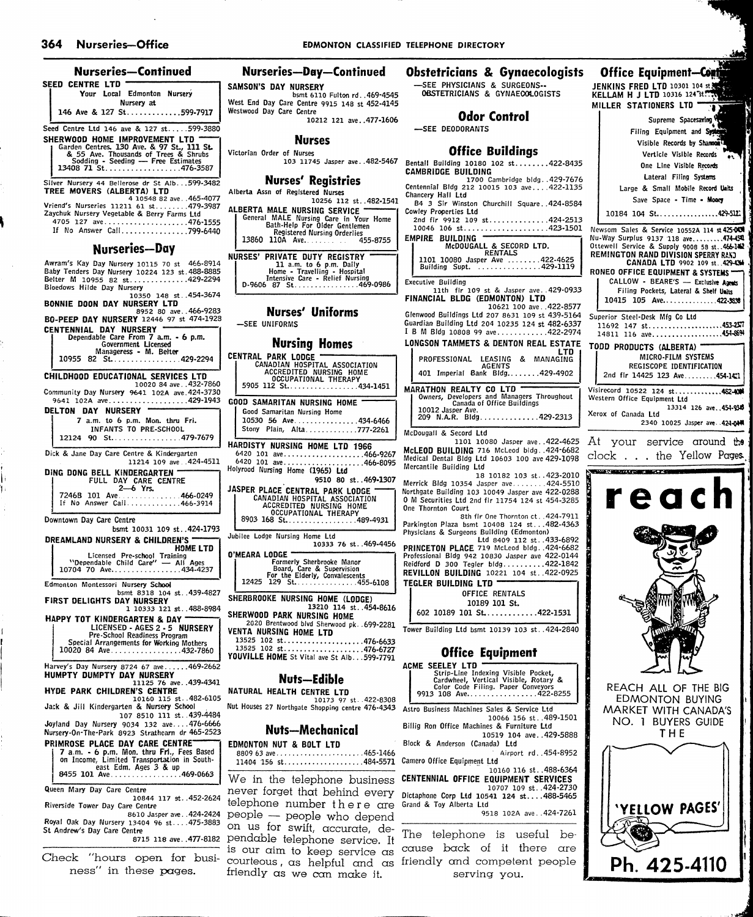## Nurseries—Continued

**SEED CENTRE LTD**
Your Local Edmonton Nursery
Nursery at
146 Ave & 127 St............599-7917

Seed Centre Ltd 146 ave & 127 st.....599-3880

**SHERWOOD HOME IMPROVEMENT LTD**
Garden Centres, 130 Ave. & 97 St., 111 St. & 55 Ave. Thousands of Trees & Shrubs
Sodding - Seeding — Free Estimates
13408 71 St.................476-3587

Silver Nursery 44 Bellerose dr St Alb...599-3482

**TREE MOVERS (ALBERTA) LTD**
4 10548 82 ave..465-4077

Vriend's Nurseries 11211 61 st........479-3987

Zaychuk Nursery Vegetable & Berry Farms Ltd
4705 127 ave...................476-1555
If No Answer Call...............799-6440

## Nurseries—Day

Awram's Kay Day Nursery 10115 70 st 466-8914

Baby Tenders Day Nursery 10224 123 st.488-8885

Belter M 10955 82 st.............429-2294

Bloedows Hilde Day Nursery
10350 148 st..474-3674

**BONNIE DOON DAY NURSERY LTD**
8952 80 ave..466-9283

**BO-PEEP DAY NURSERY** 12446 97 st 474-1928

**CENTENNIAL DAY NURSERY**
Dependable Care From 7 a.m. - 6 p.m.
Government Licensed
Manageress - M. Belter
10955 82 St................429-2294

**CHILDHOOD EDUCATIONAL SERVICES LTD**
10020 84 ave..432-7860

Community Day Nursery 9641 102A ave.424-3730
9641 102A ave..................429-1943

**DELTON DAY NURSERY**
7 a.m. to 6 p.m. Mon. thru Fri.
INFANTS TO PRE-SCHOOL
12124 90 St................479-7679

Dick & Jane Day Care Centre & Kindergarten
11214 109 ave..424-4511

**DING DONG BELL KINDERGARTEN**
FULL DAY CARE CENTRE
2—6 Yrs.
7246B 101 Ave..............466-0249
If No Answer Call............466-3914

Downtown Day Care Centre
bsmt 10031 109 st..424-1793

**DREAMLAND NURSERY & CHILDREN'S HOME LTD**
Licensed Pre-school Training
"Dependable Child Care" — All Ages
10704 70 Ave.................434-4237

Edmonton Montessori Nursery School
bsmt 8318 104 st..439-4827

**FIRST DELIGHTS DAY NURSERY**
1 10333 121 st..488-8984

**HAPPY TOT KINDERGARTEN & DAY NURSERY**
LICENSED - AGES 2 - 5
Pre-School Readiness Program
Special Arrangements for Working Mothers
10020 84 Ave.................432-7860

Harvey's Day Nursery 8724 67 ave......469-2662

**HUMPTY DUMPTY DAY NURSERY**
11125 76 ave..439-4341

**HYDE PARK CHILDREN'S CENTRE**
10160 115 st..482-6105

Jack & Jill Kindergarten & Nursery School
107 8510 111 st..439-4484

Joyland Day Nursery 9034 132 ave....476-6666

Nursery-On-The-Park 8923 Strathearn dr 465-2523

**PRIMROSE PLACE DAY CARE CENTRE**
7 a.m. - 6 p.m. Mon. thru Fri., Fees Based on Income, Limited Transportation in South-east Edm. Ages 3 & up
8455 101 Ave................469-0663

Queen Mary Day Care Centre
10844 117 st..452-2624

Riverside Tower Day Care Centre
8610 Jasper ave..424-2424

Royal Oak Day Nursery 13404 96 st....475-3883

St Andrew's Day Care Centre
8715 118 ave..477-8182

Check "hours open for business" in these pages.

## Nurseries—Day—Continued

**SAMSON'S DAY NURSERY**
bsmt 6110 Fulton rd..469-4545

West End Day Care Centre 9915 148 st 452-4145

Westwood Day Care Centre
10212 121 ave..477-1606

## Nurses

Victorian Order of Nurses
103 11745 Jasper ave..482-5467

## Nurses' Registries

Alberta Assn of Registered Nurses
10256 112 st..482-1541

**ALBERTA MALE NURSING SERVICE**
General MALE Nursing Care in Your Home
Bath-Help For Older Gentlemen
Registered Nursing Orderlies
13860 110A Ave........455-8755

**NURSES' PRIVATE DUTY REGISTRY**
11 a.m. to 6 p.m. Daily
Home - Travelling - Hospital
Intensive Care - Relief Nursing
D-9606 87 St................469-0986

## Nurses' Uniforms

—SEE UNIFORMS

## Nursing Homes

**CENTRAL PARK LODGE**
CANADIAN HOSPITAL ASSOCIATION
ACCREDITED NURSING HOME
OCCUPATIONAL THERAPY
5905 112 St.................434-1451

**GOOD SAMARITAN NURSING HOME**
Good Samaritan Nursing Home
10530 56 Ave................434-6466
Stony Plain, Alta.............777-2261

**HARDISTY NURSING HOME LTD 1966**
6420 101 ave...................466-9267
6420 101 ave...................466-8095

Holyrood Nursing Home (1965) Ltd
9510 80 st..469-1307

**JASPER PLACE CENTRAL PARK LODGE**
CANADIAN HOSPITAL ASSOCIATION
ACCREDITED NURSING HOME
OCCUPATIONAL THERAPY
8903 168 St.................489-4931

Jubilee Lodge Nursing Home Ltd
10333 76 st..469-4456

**O'MEARA LODGE**
Formerly Sherbrooke Manor
Board, Care & Supervision
For the Elderly, Convalescents
12425 129 St...............455-6108

**SHERBROOKE NURSING HOME (LODGE)**
13210 114 st..454-8616

**SHERWOOD PARK NURSING HOME**
2020 Brentwood blvd Sherwood pk..699-2281

**VENTA NURSING HOME LTD**
13525 102 st...................476-6633
13525 102 st...................476-6727

**YOUVILLE HOME** St Vital ave St Alb...599-7791

## Nuts—Edible

**NATURAL HEALTH CENTRE LTD**
10173 97 st..422-8308

Nut Houses 27 Northgate Shopping centre 476-4343

## Nuts—Mechanical

**EDMONTON NUT & BOLT LTD**
8809 63 ave.....................465-1466
11404 156 st...................484-5571

We in the telephone business never forget that behind every telephone number there are people — people who depend on us for swift, accurate, dependable telephone service. It is our aim to keep service as courteous, as helpful and as friendly as we can make it.

## Obstetricians & Gynaecologists

—SEE PHYSICIANS & SURGEONS--OBSTETRICIANS & GYNAECOLOGISTS

## Odor Control

—SEE DEODORANTS

## Office Buildings

Bentall Building 10180 102 st........422-8435

**CAMBRIDGE BUILDING**
1700 Cambridge bldg..429-7676

Centennial Bldg 212 10015 103 ave....422-1135

Chancery Hall Ltd
B4 3 Sir Winston Churchill Square..424-8584

Cowley Properties Ltd
2nd flr 9912 109 st..............424-2513
10046 106 st....................423-1501

**EMPIRE BUILDING**
McDOUGALL & SECORD LTD.
RENTALS
1101 10080 Jasper Ave ........422-4625
Building Supt. ...............429-1119

Executive Building
11th flr 109 st & Jasper ave..429-0933

**FINANCIAL BLDG (EDMONTON) LTD**
10621 100 ave..422-8577

Glenwood Buildings Ltd 207 8631 109 st 439-5164

Guardian Building Ltd 204 10235 124 st 482-6337

I B M Bldg 10808 99 ave............422-2974

**LONGSON TAMMETS & DENTON REAL ESTATE LTD**
PROFESSIONAL LEASING & MANAGING AGENTS
401 Imperial Bank Bldg........429-4902

**MARATHON REALTY CO LTD**
Owners, Developers and Managers Throughout Canada of Office Buildings
10012 Jasper Ave.
209 N.A.R. Bldg..............429-2313

McDougall & Secord Ltd
1101 10080 Jasper ave..422-4625

**McLEOD BUILDING** 716 McLeod bldg..424-6682

Medical Dental Bldg Ltd 10603 100 ave 429-1098

Mercantile Building Ltd
18 10182 103 st..423-2010

Merrick Bldg 10354 Jasper ave........424-5510

Northgate Building 103 10049 Jasper ave 422-0288

O M Securities Ltd 2nd flr 11754 124 st 454-3285

One Thornton Court
8th flr One Thornton ct..424-7911

Parkington Plaza bsmt 10408 124 st...482-4363

Physicians & Surgeons Building (Edmonton)
Ltd 8409 112 st..433-6892

**PRINCETON PLACE** 719 McLeod bldg..424-6682

Professional Bldg 942 10830 Jasper ave 422-0144

Reidford D 300 Tegler bldg..........422-1842

**REVILLON BUILDING** 10221 104 st..422-0925

**TEGLER BUILDING LTD**
OFFICE RENTALS
10189 101 St.
602 10189 101 St.............422-1531

Tower Building Ltd bsmt 10139 103 st..424-2840

## Office Equipment

**ACME SEELEY LTD**
Strip-Line Indexing Visible Pocket, Cardwheel, Vertical Visible, Rotary & Color Code Filing. Paper Conveyors
9913 108 Ave.................422-8255

Astro Business Machines Sales & Service Ltd
10066 156 st..489-1501

Billig Ron Office Machines & Furniture Ltd
10519 104 ave..429-5888

Block & Anderson (Canada) Ltd
Airport rd..454-8952

Camero Office Equipment Ltd
10160 116 st..488-6364

**CENTENNIAL OFFICE EQUIPMENT SERVICES**
10707 109 st..424-2730

Dictaphone Corp Ltd 10541 124 st....488-5465

Grand & Toy Alberta Ltd
9518 102A ave..424-7261

The telephone is useful because back of it there are friendly and competent people serving you.

## Office Equipment—Cont

**JENKINS FRED LTD** 10301 104 st

**KELLAM H J LTD** 10316 124 st

**MILLER STATIONERS LTD**
Supreme Spacesaving
Filing Equipment and Sys
Visible Records by Shannon
Verticle Visible Records
One Line Visible Records
Lateral Filing Systems
Large & Small Mobile Record Units
Save Space - Time - Money
10184 104 St.................429-512

Newsom Sales & Service 10552A 114 st 425-0

Nu-Way Surplus 9137 118 ave.........474-45

Ottewell Service & Supply 9008 58 st..466-14

**REMINGTON RAND DIVISION SPERRY RAND CANADA LTD** 9902 109 st..429-43

**RONEO OFFICE EQUIPMENT & SYSTEMS**
CALLOW - BEARE'S — Exclusive Agents
Filing Pockets, Lateral & Shelf Units
10415 105 Ave..............422-5

Superior Steel-Desk Mfg Co Ltd
11692 147 st....................453-23
14811 116 ave...................454-8

**TODD PRODUCTS (ALBERTA)**
MICRO-FILM SYSTEMS
REGISCOPE IDENTIFICATION
2nd flr 14425 123 Ave.........454-14

Visirecord 10522 124 st.............482-4

Western Office Equipment Ltd
13314 126 ave..454-93

Xerox of Canada Ltd
2340 10025 Jasper ave..424-0

At your service around the clock . . . the Yellow Pages.

**reach**

REACH ALL OF THE BIG EDMONTON BUYING MARKET WITH CANADA'S NO. 1 BUYERS GUIDE THE

'YELLOW PAGES'

Ph. 425-4110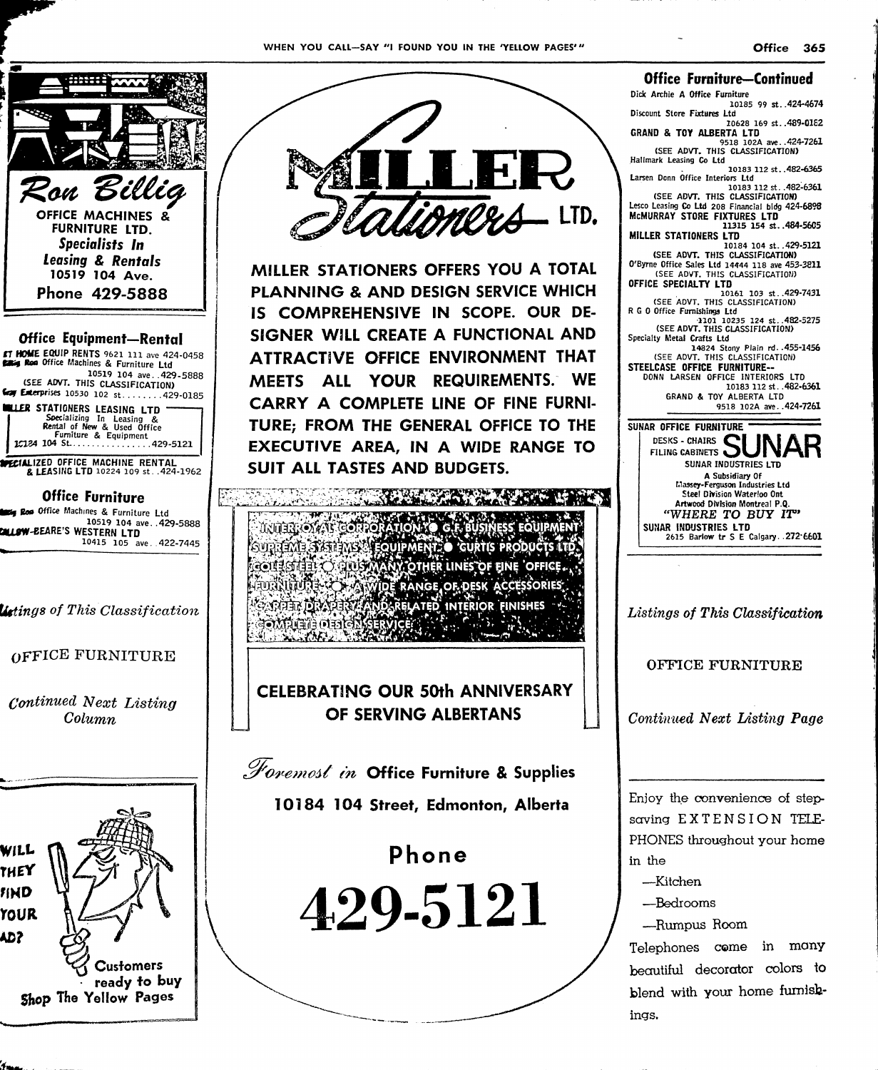## Ron Billig

OFFICE MACHINES & FURNITURE LTD.

*Specialists In Leasing & Rentals*

10519 104 Ave.

Phone 429-5888

### Office Equipment—Rental

ST HOME EQUIP RENTS 9621 111 ave 424-0458
Billig Ron Office Machines & Furniture Ltd
10519 104 ave..429-5888
(SEE ADVT. THIS CLASSIFICATION)
Gay Enterprises 10530 102 st........429-0185
MILLER STATIONERS LEASING LTD
Specializing In Leasing & Rental of New & Used Office Furniture & Equipment
10124 104 St................429-5121
SPECIALIZED OFFICE MACHINE RENTAL & LEASING LTD 10224 109 st..424-1962

### Office Furniture

Billig Ron Office Machines & Furniture Ltd
10519 104 ave..429-5888
WILLOW-BEARE'S WESTERN LTD
10415 105 ave..422-7445

*Listings of This Classification*

OFFICE FURNITURE

*Continued Next Listing Column*

WILL THEY FIND YOUR AD?

Customers ready to buy

Shop The Yellow Pages

## MILLER Stationers LTD.

MILLER STATIONERS OFFERS YOU A TOTAL PLANNING & AND DESIGN SERVICE WHICH IS COMPREHENSIVE IN SCOPE. OUR DESIGNER WILL CREATE A FUNCTIONAL AND ATTRACTIVE OFFICE ENVIRONMENT THAT MEETS ALL YOUR REQUIREMENTS. WE CARRY A COMPLETE LINE OF FINE FURNITURE; FROM THE GENERAL OFFICE TO THE EXECUTIVE AREA, IN A WIDE RANGE TO SUIT ALL TASTES AND BUDGETS.

INTERROYAL CORPORATION ● G.F. BUSINESS EQUIPMENT
SUPREME SYSTEMS & EQUIPMENT ● CURTIS PRODUCTS LTD.
COLE STEEL ● PLUS MANY OTHER LINES OF FINE OFFICE FURNITURE ● A WIDE RANGE OF DESK ACCESSORIES
CARPET, DRAPERY AND RELATED INTERIOR FINISHES
COMPLETE DESIGN SERVICE

CELEBRATING OUR 50th ANNIVERSARY OF SERVING ALBERTANS

*Foremost in* **Office Furniture & Supplies**

**10184 104 Street, Edmonton, Alberta**

Phone

# 429-5121

### Office Furniture—Continued

Dick Archie A Office Furniture
10185 99 st..424-4674
Discount Store Fixtures Ltd
10628 169 st..489-0182
GRAND & TOY ALBERTA LTD
9518 102A ave..424-7261
(SEE ADVT. THIS CLASSIFICATION)
Hallmark Leasing Co Ltd
10183 112 st..482-6365
Larsen Donn Office Interiors Ltd
10183 112 st..482-6361
(SEE ADVT. THIS CLASSIFICATION)
Lesco Leasing Co Ltd 208 Financial bldg 424-6898
McMURRAY STORE FIXTURES LTD
11315 154 st..484-5605
MILLER STATIONERS LTD
10184 104 st..429-5121
(SEE ADVT. THIS CLASSIFICATION)
O'Byrne Office Sales Ltd 14444 118 ave 453-3811
(SEE ADVT. THIS CLASSIFICATION)
OFFICE SPECIALTY LTD
10161 103 st..429-7431
(SEE ADVT. THIS CLASSIFICATION)
R G O Office Furnishings Ltd
1101 10235 124 st..482-5275
(SEE ADVT. THIS CLASSIFICATION)
Specialty Metal Crafts Ltd
14824 Stony Plain rd..455-1456
(SEE ADVT. THIS CLASSIFICATION)
STEELCASE OFFICE FURNITURE--
DONN LARSEN OFFICE INTERIORS LTD
10183 112 st..482-6361
GRAND & TOY ALBERTA LTD
9518 102A ave..424-7261

SUNAR OFFICE FURNITURE
DESKS - CHAIRS
FILING CABINETS
SUNAR
SUNAR INDUSTRIES LTD
A Subsidiary Of
Massey-Ferguson Industries Ltd
Steel Division Waterloo Ont
Artwood Division Montreal P.Q.
*"WHERE TO BUY IT"*
SUNAR INDUSTRIES LTD
2615 Barlow tr S E Calgary..272-6601

*Listings of This Classification*

OFFICE FURNITURE

*Continued Next Listing Page*

Enjoy the convenience of step-saving EXTENSION TELEPHONES throughout your home in the

—Kitchen
—Bedrooms
—Rumpus Room

Telephones come in many beautiful decorator colors to blend with your home furnishings.